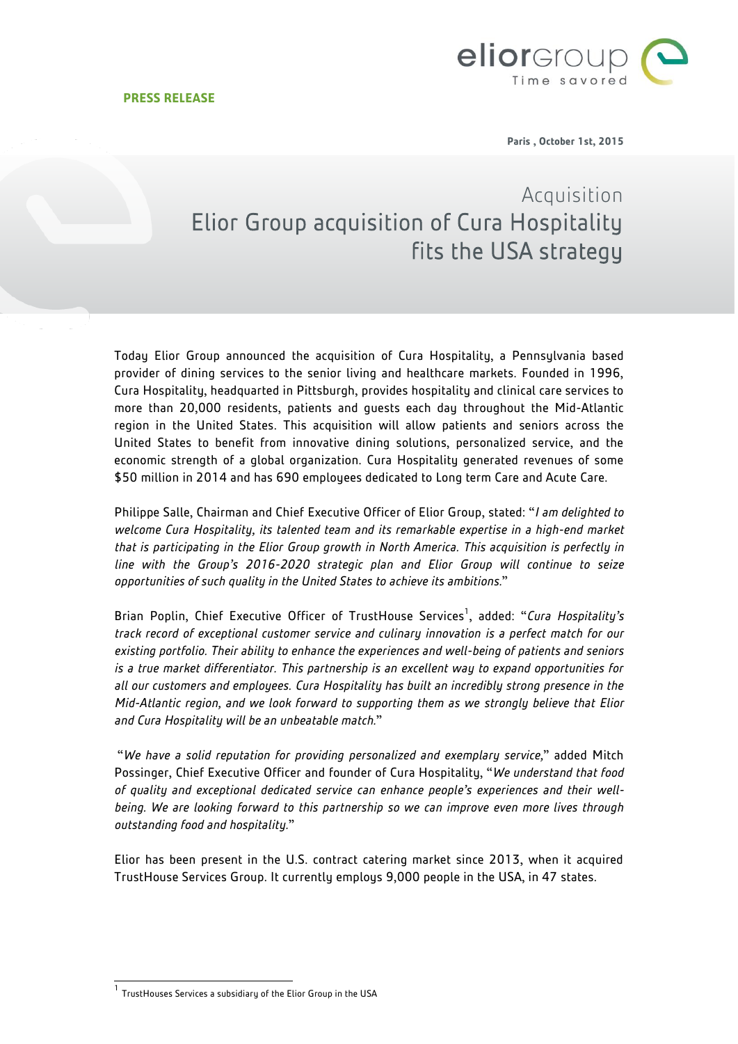**PRESS RELEASE**

**Paris , October 1st, 2015**

# Acquisition
# Elior Group acquisition of Cura Hospitality fits the USA strategy

Today Elior Group announced the acquisition of Cura Hospitality, a Pennsylvania based provider of dining services to the senior living and healthcare markets. Founded in 1996, Cura Hospitality, headquarted in Pittsburgh, provides hospitality and clinical care services to more than 20,000 residents, patients and guests each day throughout the Mid-Atlantic region in the United States. This acquisition will allow patients and seniors across the United States to benefit from innovative dining solutions, personalized service, and the economic strength of a global organization. Cura Hospitality generated revenues of some \$50 million in 2014 and has 690 employees dedicated to Long term Care and Acute Care.

Philippe Salle, Chairman and Chief Executive Officer of Elior Group, stated: "*I am delighted to welcome Cura Hospitality, its talented team and its remarkable expertise in a high-end market that is participating in the Elior Group growth in North America. This acquisition is perfectly in line with the Group's 2016-2020 strategic plan and Elior Group will continue to seize opportunities of such quality in the United States to achieve its ambitions.*"

Brian Poplin, Chief Executive Officer of TrustHouse Services[1], added: "*Cura Hospitality's track record of exceptional customer service and culinary innovation is a perfect match for our existing portfolio. Their ability to enhance the experiences and well-being of patients and seniors is a true market differentiator. This partnership is an excellent way to expand opportunities for all our customers and employees. Cura Hospitality has built an incredibly strong presence in the Mid-Atlantic region, and we look forward to supporting them as we strongly believe that Elior and Cura Hospitality will be an unbeatable match.*"

"*We have a solid reputation for providing personalized and exemplary service,*" added Mitch Possinger, Chief Executive Officer and founder of Cura Hospitality, "*We understand that food of quality and exceptional dedicated service can enhance people's experiences and their well-being. We are looking forward to this partnership so we can improve even more lives through outstanding food and hospitality.*"

Elior has been present in the U.S. contract catering market since 2013, when it acquired TrustHouse Services Group. It currently employs 9,000 people in the USA, in 47 states.

---

[1] TrustHouses Services a subsidiary of the Elior Group in the USA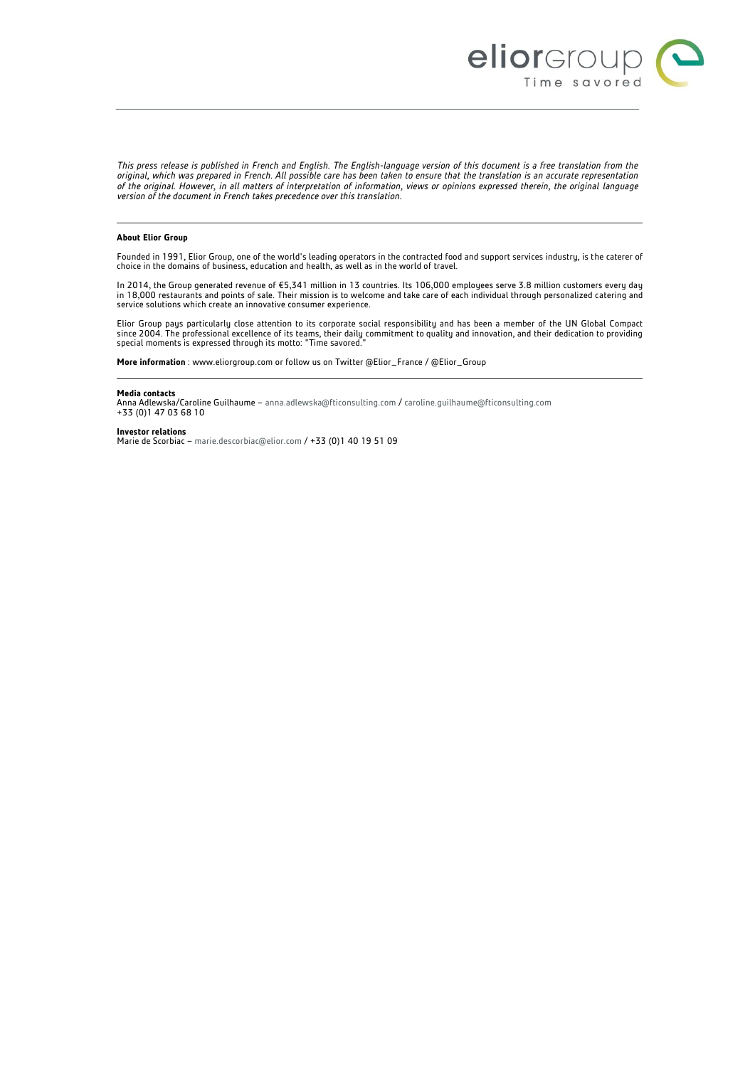*This press release is published in French and English. The English-language version of this document is a free translation from the original, which was prepared in French. All possible care has been taken to ensure that the translation is an accurate representation of the original. However, in all matters of interpretation of information, views or opinions expressed therein, the original language version of the document in French takes precedence over this translation.*

---

**About Elior Group**

Founded in 1991, Elior Group, one of the world's leading operators in the contracted food and support services industry, is the caterer of choice in the domains of business, education and health, as well as in the world of travel.

In 2014, the Group generated revenue of €5,341 million in 13 countries. Its 106,000 employees serve 3.8 million customers every day in 18,000 restaurants and points of sale. Their mission is to welcome and take care of each individual through personalized catering and service solutions which create an innovative consumer experience.

Elior Group pays particularly close attention to its corporate social responsibility and has been a member of the UN Global Compact since 2004. The professional excellence of its teams, their daily commitment to quality and innovation, and their dedication to providing special moments is expressed through its motto: "Time savored."

**More information** : www.eliorgroup.com or follow us on Twitter @Elior_France / @Elior_Group

---

**Media contacts**
Anna Adlewska/Caroline Guilhaume – anna.adlewska@fticonsulting.com / caroline.guilhaume@fticonsulting.com
+33 (0)1 47 03 68 10

**Investor relations**
Marie de Scorbiac – marie.descorbiac@elior.com / +33 (0)1 40 19 51 09